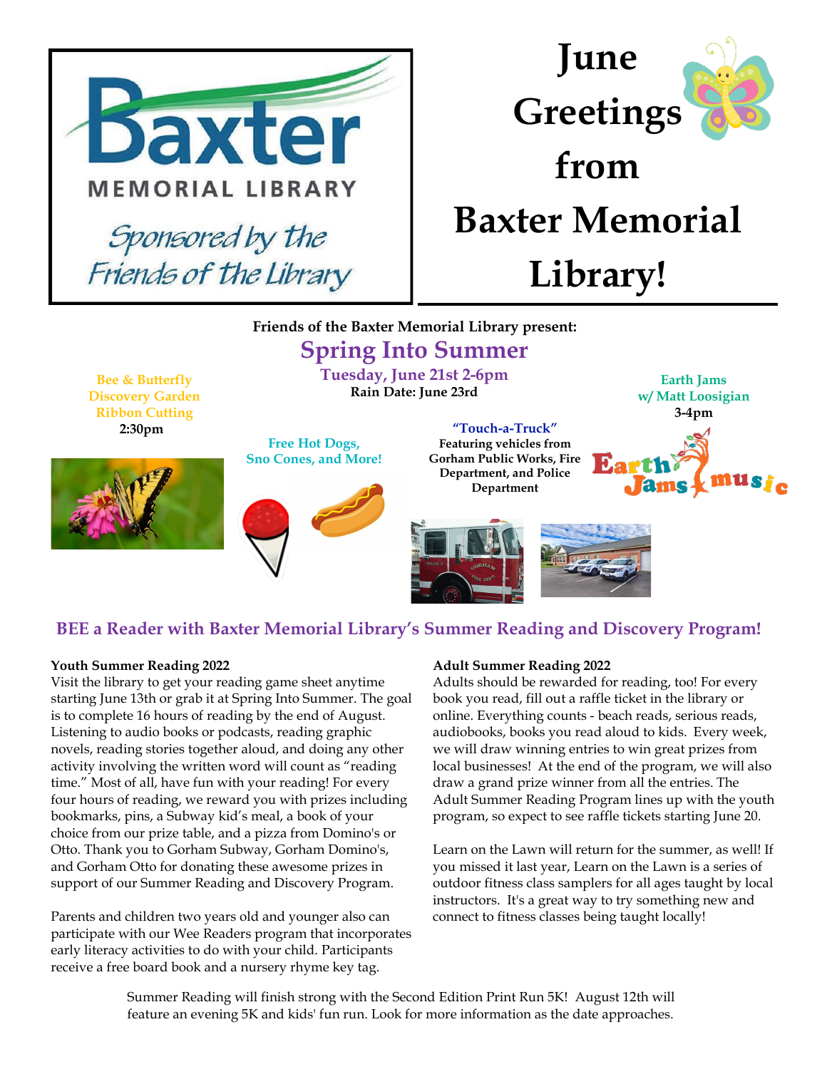Baxter MEMORIAL LIBRARY

*Sponsored by the Friends of the Library*

# June Greetings from Baxter Memorial Library!

**Friends of the Baxter Memorial Library present:**

## Spring Into Summer

**Tuesday, June 21st 2-6pm**

**Rain Date: June 23rd**

**Bee & Butterfly Discovery Garden Ribbon Cutting**
**2:30pm**

**Free Hot Dogs, Sno Cones, and More!**

**"Touch-a-Truck"**
**Featuring vehicles from Gorham Public Works, Fire Department, and Police Department**

**Earth Jams w/ Matt Loosigian**
**3-4pm**

## BEE a Reader with Baxter Memorial Library's Summer Reading and Discovery Program!

**Youth Summer Reading 2022**

Visit the library to get your reading game sheet anytime starting June 13th or grab it at Spring Into Summer. The goal is to complete 16 hours of reading by the end of August. Listening to audio books or podcasts, reading graphic novels, reading stories together aloud, and doing any other activity involving the written word will count as "reading time." Most of all, have fun with your reading! For every four hours of reading, we reward you with prizes including bookmarks, pins, a Subway kid's meal, a book of your choice from our prize table, and a pizza from Domino's or Otto. Thank you to Gorham Subway, Gorham Domino's, and Gorham Otto for donating these awesome prizes in support of our Summer Reading and Discovery Program.

Parents and children two years old and younger also can participate with our Wee Readers program that incorporates early literacy activities to do with your child. Participants receive a free board book and a nursery rhyme key tag.

**Adult Summer Reading 2022**

Adults should be rewarded for reading, too! For every book you read, fill out a raffle ticket in the library or online. Everything counts - beach reads, serious reads, audiobooks, books you read aloud to kids. Every week, we will draw winning entries to win great prizes from local businesses! At the end of the program, we will also draw a grand prize winner from all the entries. The Adult Summer Reading Program lines up with the youth program, so expect to see raffle tickets starting June 20.

Learn on the Lawn will return for the summer, as well! If you missed it last year, Learn on the Lawn is a series of outdoor fitness class samplers for all ages taught by local instructors. It's a great way to try something new and connect to fitness classes being taught locally!

Summer Reading will finish strong with the Second Edition Print Run 5K! August 12th will feature an evening 5K and kids' fun run. Look for more information as the date approaches.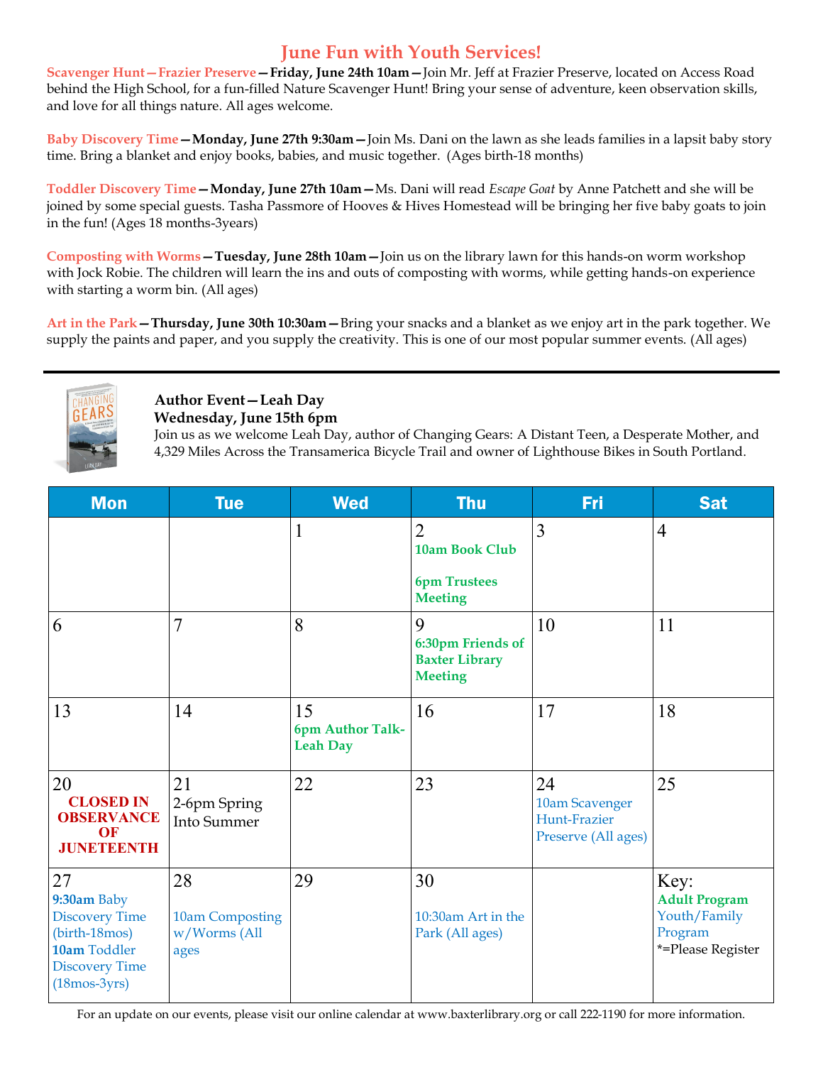# June Fun with Youth Services!

**Scavenger Hunt—Frazier Preserve—Friday, June 24th 10am—**Join Mr. Jeff at Frazier Preserve, located on Access Road behind the High School, for a fun-filled Nature Scavenger Hunt! Bring your sense of adventure, keen observation skills, and love for all things nature. All ages welcome.

**Baby Discovery Time—Monday, June 27th 9:30am—**Join Ms. Dani on the lawn as she leads families in a lapsit baby story time. Bring a blanket and enjoy books, babies, and music together. (Ages birth-18 months)

**Toddler Discovery Time—Monday, June 27th 10am—**Ms. Dani will read *Escape Goat* by Anne Patchett and she will be joined by some special guests. Tasha Passmore of Hooves & Hives Homestead will be bringing her five baby goats to join in the fun! (Ages 18 months-3years)

**Composting with Worms—Tuesday, June 28th 10am—**Join us on the library lawn for this hands-on worm workshop with Jock Robie. The children will learn the ins and outs of composting with worms, while getting hands-on experience with starting a worm bin. (All ages)

**Art in the Park—Thursday, June 30th 10:30am—**Bring your snacks and a blanket as we enjoy art in the park together. We supply the paints and paper, and you supply the creativity. This is one of our most popular summer events. (All ages)

---

**Author Event—Leah Day**
**Wednesday, June 15th 6pm**
Join us as we welcome Leah Day, author of Changing Gears: A Distant Teen, a Desperate Mother, and 4,329 Miles Across the Transamerica Bicycle Trail and owner of Lighthouse Bikes in South Portland.

| Mon | Tue | Wed | Thu | Fri | Sat |
|---|---|---|---|---|---|
| | | 1 | 2 **10am Book Club** **6pm Trustees Meeting** | 3 | 4 |
| 6 | 7 | 8 | 9 **6:30pm Friends of Baxter Library Meeting** | 10 | 11 |
| 13 | 14 | 15 **6pm Author Talk-Leah Day** | 16 | 17 | 18 |
| 20 **CLOSED IN OBSERVANCE OF JUNETEENTH** | 21 2-6pm Spring Into Summer | 22 | 23 | 24 10am Scavenger Hunt-Frazier Preserve (All ages) | 25 |
| 27 **9:30am** Baby Discovery Time (birth-18mos) **10am** Toddler Discovery Time (18mos-3yrs) | 28 10am Composting w/Worms (All ages | 29 | 30 10:30am Art in the Park (All ages) | | Key: **Adult Program** Youth/Family Program *=Please Register |

For an update on our events, please visit our online calendar at www.baxterlibrary.org or call 222-1190 for more information.